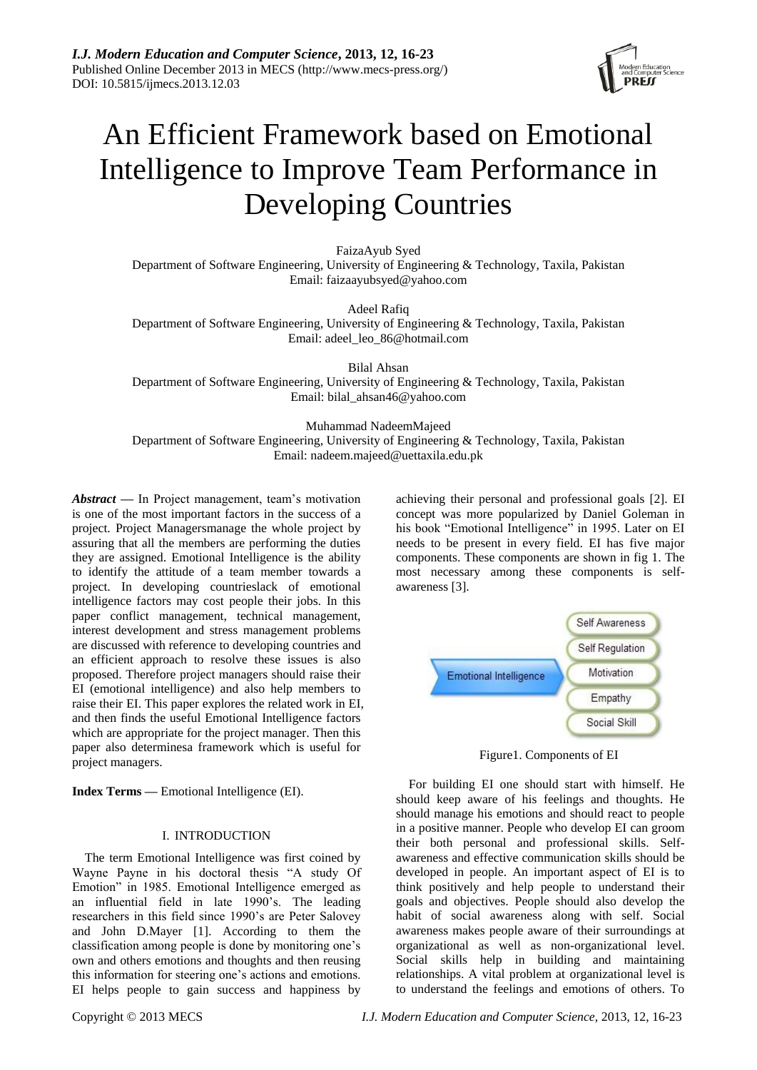# An Efficient Framework based on Emotional Intelligence to Improve Team Performance in Developing Countries

FaizaAyub Syed
Department of Software Engineering, University of Engineering & Technology, Taxila, Pakistan
Email: faizaayubsyed@yahoo.com

Adeel Rafiq
Department of Software Engineering, University of Engineering & Technology, Taxila, Pakistan
Email: adeel_leo_86@hotmail.com

Bilal Ahsan
Department of Software Engineering, University of Engineering & Technology, Taxila, Pakistan
Email: bilal_ahsan46@yahoo.com

Muhammad NadeemMajeed
Department of Software Engineering, University of Engineering & Technology, Taxila, Pakistan
Email: nadeem.majeed@uettaxila.edu.pk

***Abstract*** **—** In Project management, team's motivation is one of the most important factors in the success of a project. Project Managersmanage the whole project by assuring that all the members are performing the duties they are assigned. Emotional Intelligence is the ability to identify the attitude of a team member towards a project. In developing countrieslack of emotional intelligence factors may cost people their jobs. In this paper conflict management, technical management, interest development and stress management problems are discussed with reference to developing countries and an efficient approach to resolve these issues is also proposed. Therefore project managers should raise their EI (emotional intelligence) and also help members to raise their EI. This paper explores the related work in EI, and then finds the useful Emotional Intelligence factors which are appropriate for the project manager. Then this paper also determinesa framework which is useful for project managers.

**Index Terms —** Emotional Intelligence (EI).

## I. INTRODUCTION

The term Emotional Intelligence was first coined by Wayne Payne in his doctoral thesis "A study Of Emotion" in 1985. Emotional Intelligence emerged as an influential field in late 1990's. The leading researchers in this field since 1990's are Peter Salovey and John D.Mayer [1]. According to them the classification among people is done by monitoring one's own and others emotions and thoughts and then reusing this information for steering one's actions and emotions. EI helps people to gain success and happiness by achieving their personal and professional goals [2]. EI concept was more popularized by Daniel Goleman in his book "Emotional Intelligence" in 1995. Later on EI needs to be present in every field. EI has five major components. These components are shown in fig 1. The most necessary among these components is self-awareness [3].

| Emotional Intelligence |
|---|
| Self Awareness |
| Self Regulation |
| Motivation |
| Empathy |
| Social Skill |

Figure1. Components of EI

For building EI one should start with himself. He should keep aware of his feelings and thoughts. He should manage his emotions and should react to people in a positive manner. People who develop EI can groom their both personal and professional skills. Self-awareness and effective communication skills should be developed in people. An important aspect of EI is to think positively and help people to understand their goals and objectives. People should also develop the habit of social awareness along with self. Social awareness makes people aware of their surroundings at organizational as well as non-organizational level. Social skills help in building and maintaining relationships. A vital problem at organizational level is to understand the feelings and emotions of others. To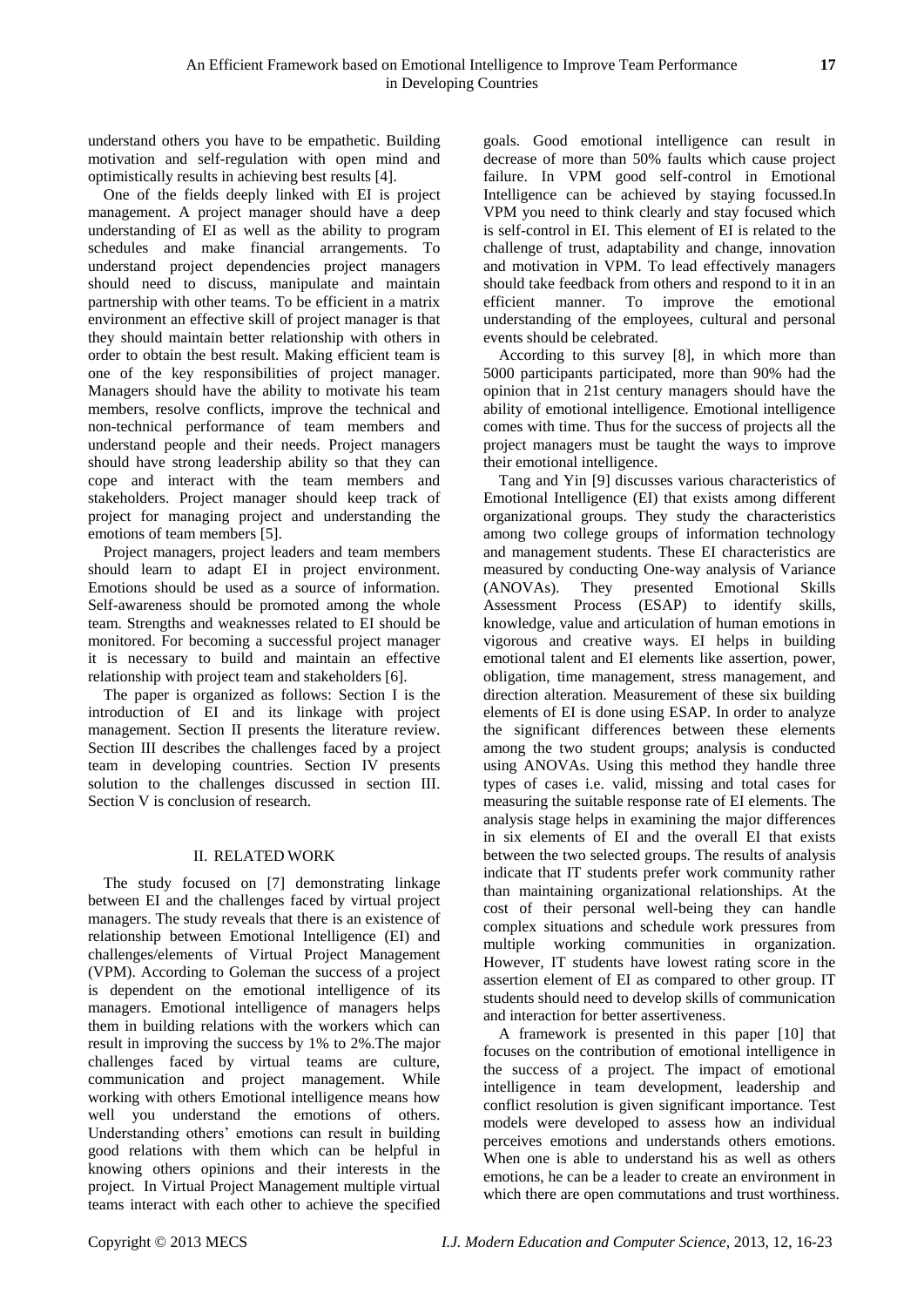understand others you have to be empathetic. Building motivation and self-regulation with open mind and optimistically results in achieving best results [4].

One of the fields deeply linked with EI is project management. A project manager should have a deep understanding of EI as well as the ability to program schedules and make financial arrangements. To understand project dependencies project managers should need to discuss, manipulate and maintain partnership with other teams. To be efficient in a matrix environment an effective skill of project manager is that they should maintain better relationship with others in order to obtain the best result. Making efficient team is one of the key responsibilities of project manager. Managers should have the ability to motivate his team members, resolve conflicts, improve the technical and non-technical performance of team members and understand people and their needs. Project managers should have strong leadership ability so that they can cope and interact with the team members and stakeholders. Project manager should keep track of project for managing project and understanding the emotions of team members [5].

Project managers, project leaders and team members should learn to adapt EI in project environment. Emotions should be used as a source of information. Self-awareness should be promoted among the whole team. Strengths and weaknesses related to EI should be monitored. For becoming a successful project manager it is necessary to build and maintain an effective relationship with project team and stakeholders [6].

The paper is organized as follows: Section I is the introduction of EI and its linkage with project management. Section II presents the literature review. Section III describes the challenges faced by a project team in developing countries. Section IV presents solution to the challenges discussed in section III. Section V is conclusion of research.

## II. RELATED WORK

The study focused on [7] demonstrating linkage between EI and the challenges faced by virtual project managers. The study reveals that there is an existence of relationship between Emotional Intelligence (EI) and challenges/elements of Virtual Project Management (VPM). According to Goleman the success of a project is dependent on the emotional intelligence of its managers. Emotional intelligence of managers helps them in building relations with the workers which can result in improving the success by 1% to 2%.The major challenges faced by virtual teams are culture, communication and project management. While working with others Emotional intelligence means how well you understand the emotions of others. Understanding others' emotions can result in building good relations with them which can be helpful in knowing others opinions and their interests in the project. In Virtual Project Management multiple virtual teams interact with each other to achieve the specified goals. Good emotional intelligence can result in decrease of more than 50% faults which cause project failure. In VPM good self-control in Emotional Intelligence can be achieved by staying focussed.In VPM you need to think clearly and stay focused which is self-control in EI. This element of EI is related to the challenge of trust, adaptability and change, innovation and motivation in VPM. To lead effectively managers should take feedback from others and respond to it in an efficient manner. To improve the emotional understanding of the employees, cultural and personal events should be celebrated.

According to this survey [8], in which more than 5000 participants participated, more than 90% had the opinion that in 21st century managers should have the ability of emotional intelligence. Emotional intelligence comes with time. Thus for the success of projects all the project managers must be taught the ways to improve their emotional intelligence.

Tang and Yin [9] discusses various characteristics of Emotional Intelligence (EI) that exists among different organizational groups. They study the characteristics among two college groups of information technology and management students. These EI characteristics are measured by conducting One-way analysis of Variance (ANOVAs). They presented Emotional Skills Assessment Process (ESAP) to identify skills, knowledge, value and articulation of human emotions in vigorous and creative ways. EI helps in building emotional talent and EI elements like assertion, power, obligation, time management, stress management, and direction alteration. Measurement of these six building elements of EI is done using ESAP. In order to analyze the significant differences between these elements among the two student groups; analysis is conducted using ANOVAs. Using this method they handle three types of cases i.e. valid, missing and total cases for measuring the suitable response rate of EI elements. The analysis stage helps in examining the major differences in six elements of EI and the overall EI that exists between the two selected groups. The results of analysis indicate that IT students prefer work community rather than maintaining organizational relationships. At the cost of their personal well-being they can handle complex situations and schedule work pressures from multiple working communities in organization. However, IT students have lowest rating score in the assertion element of EI as compared to other group. IT students should need to develop skills of communication and interaction for better assertiveness.

A framework is presented in this paper [10] that focuses on the contribution of emotional intelligence in the success of a project. The impact of emotional intelligence in team development, leadership and conflict resolution is given significant importance. Test models were developed to assess how an individual perceives emotions and understands others emotions. When one is able to understand his as well as others emotions, he can be a leader to create an environment in which there are open commutations and trust worthiness.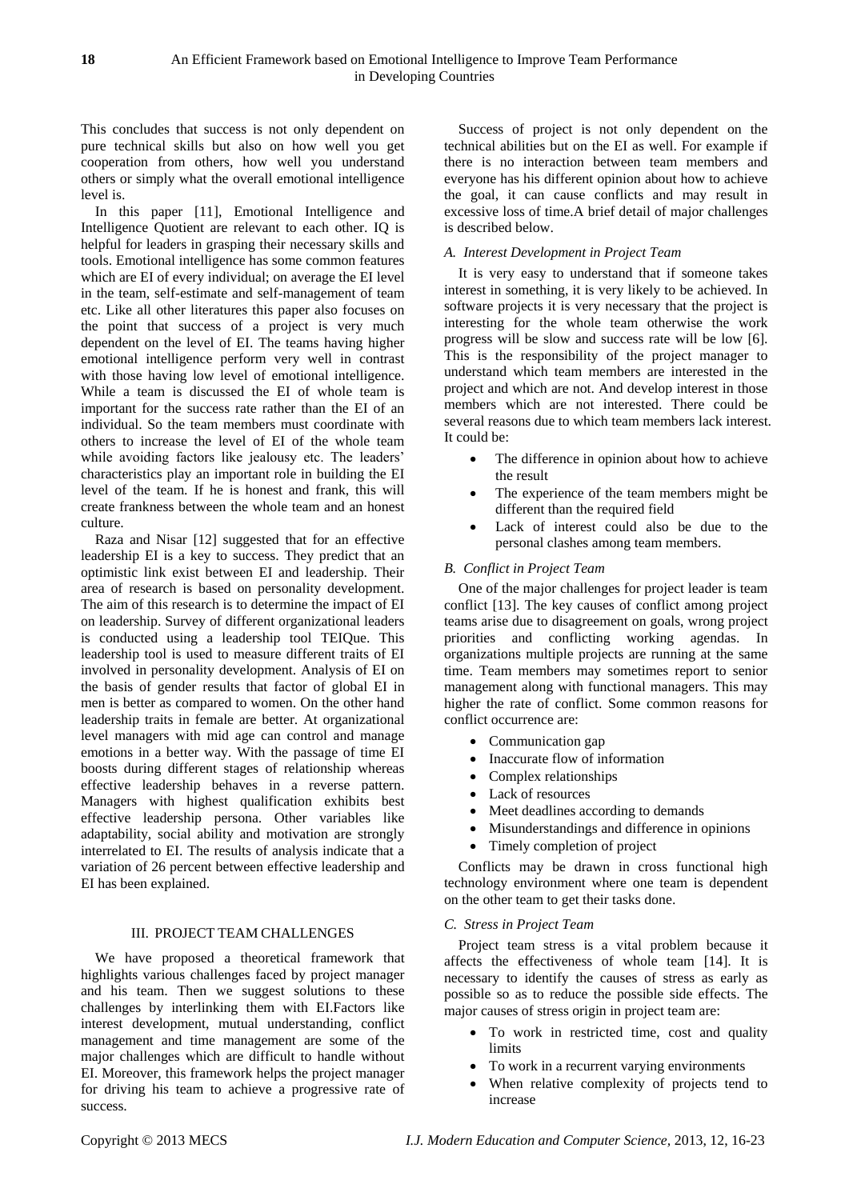This concludes that success is not only dependent on pure technical skills but also on how well you get cooperation from others, how well you understand others or simply what the overall emotional intelligence level is.

In this paper [11], Emotional Intelligence and Intelligence Quotient are relevant to each other. IQ is helpful for leaders in grasping their necessary skills and tools. Emotional intelligence has some common features which are EI of every individual; on average the EI level in the team, self-estimate and self-management of team etc. Like all other literatures this paper also focuses on the point that success of a project is very much dependent on the level of EI. The teams having higher emotional intelligence perform very well in contrast with those having low level of emotional intelligence. While a team is discussed the EI of whole team is important for the success rate rather than the EI of an individual. So the team members must coordinate with others to increase the level of EI of the whole team while avoiding factors like jealousy etc. The leaders' characteristics play an important role in building the EI level of the team. If he is honest and frank, this will create frankness between the whole team and an honest culture.

Raza and Nisar [12] suggested that for an effective leadership EI is a key to success. They predict that an optimistic link exist between EI and leadership. Their area of research is based on personality development. The aim of this research is to determine the impact of EI on leadership. Survey of different organizational leaders is conducted using a leadership tool TEIQue. This leadership tool is used to measure different traits of EI involved in personality development. Analysis of EI on the basis of gender results that factor of global EI in men is better as compared to women. On the other hand leadership traits in female are better. At organizational level managers with mid age can control and manage emotions in a better way. With the passage of time EI boosts during different stages of relationship whereas effective leadership behaves in a reverse pattern. Managers with highest qualification exhibits best effective leadership persona. Other variables like adaptability, social ability and motivation are strongly interrelated to EI. The results of analysis indicate that a variation of 26 percent between effective leadership and EI has been explained.

## III. PROJECT TEAM CHALLENGES

We have proposed a theoretical framework that highlights various challenges faced by project manager and his team. Then we suggest solutions to these challenges by interlinking them with EI.Factors like interest development, mutual understanding, conflict management and time management are some of the major challenges which are difficult to handle without EI. Moreover, this framework helps the project manager for driving his team to achieve a progressive rate of success.

Success of project is not only dependent on the technical abilities but on the EI as well. For example if there is no interaction between team members and everyone has his different opinion about how to achieve the goal, it can cause conflicts and may result in excessive loss of time.A brief detail of major challenges is described below.

### *A. Interest Development in Project Team*

It is very easy to understand that if someone takes interest in something, it is very likely to be achieved. In software projects it is very necessary that the project is interesting for the whole team otherwise the work progress will be slow and success rate will be low [6]. This is the responsibility of the project manager to understand which team members are interested in the project and which are not. And develop interest in those members which are not interested. There could be several reasons due to which team members lack interest. It could be:

- The difference in opinion about how to achieve the result
- The experience of the team members might be different than the required field
- Lack of interest could also be due to the personal clashes among team members.

### *B. Conflict in Project Team*

One of the major challenges for project leader is team conflict [13]. The key causes of conflict among project teams arise due to disagreement on goals, wrong project priorities and conflicting working agendas. In organizations multiple projects are running at the same time. Team members may sometimes report to senior management along with functional managers. This may higher the rate of conflict. Some common reasons for conflict occurrence are:

- Communication gap
- Inaccurate flow of information
- Complex relationships
- Lack of resources
- Meet deadlines according to demands
- Misunderstandings and difference in opinions
- Timely completion of project

Conflicts may be drawn in cross functional high technology environment where one team is dependent on the other team to get their tasks done.

### *C. Stress in Project Team*

Project team stress is a vital problem because it affects the effectiveness of whole team [14]. It is necessary to identify the causes of stress as early as possible so as to reduce the possible side effects. The major causes of stress origin in project team are:

- To work in restricted time, cost and quality limits
- To work in a recurrent varying environments
- When relative complexity of projects tend to increase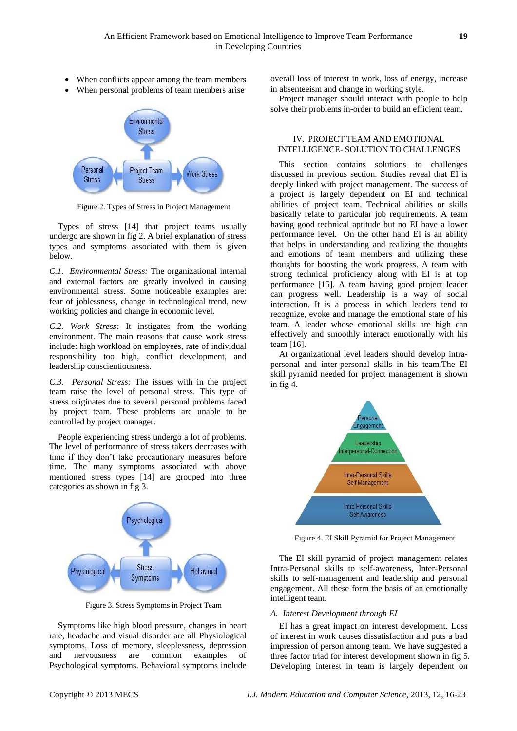- When conflicts appear among the team members
- When personal problems of team members arise

Figure 2. Types of Stress in Project Management

Types of stress [14] that project teams usually undergo are shown in fig 2. A brief explanation of stress types and symptoms associated with them is given below.

*C.1. Environmental Stress:* The organizational internal and external factors are greatly involved in causing environmental stress. Some noticeable examples are: fear of joblessness, change in technological trend, new working policies and change in economic level.

*C.2. Work Stress:* It instigates from the working environment. The main reasons that cause work stress include: high workload on employees, rate of individual responsibility too high, conflict development, and leadership conscientiousness.

*C.3. Personal Stress:* The issues with in the project team raise the level of personal stress. This type of stress originates due to several personal problems faced by project team. These problems are unable to be controlled by project manager.

People experiencing stress undergo a lot of problems. The level of performance of stress takers decreases with time if they don't take precautionary measures before time. The many symptoms associated with above mentioned stress types [14] are grouped into three categories as shown in fig 3.

Figure 3. Stress Symptoms in Project Team

Symptoms like high blood pressure, changes in heart rate, headache and visual disorder are all Physiological symptoms. Loss of memory, sleeplessness, depression and nervousness are common examples of Psychological symptoms. Behavioral symptoms include overall loss of interest in work, loss of energy, increase in absenteeism and change in working style.

Project manager should interact with people to help solve their problems in-order to build an efficient team.

## IV. PROJECT TEAM AND EMOTIONAL INTELLIGENCE- SOLUTION TO CHALLENGES

This section contains solutions to challenges discussed in previous section. Studies reveal that EI is deeply linked with project management. The success of a project is largely dependent on EI and technical abilities of project team. Technical abilities or skills basically relate to particular job requirements. A team having good technical aptitude but no EI have a lower performance level. On the other hand EI is an ability that helps in understanding and realizing the thoughts and emotions of team members and utilizing these thoughts for boosting the work progress. A team with strong technical proficiency along with EI is at top performance [15]. A team having good project leader can progress well. Leadership is a way of social interaction. It is a process in which leaders tend to recognize, evoke and manage the emotional state of his team. A leader whose emotional skills are high can effectively and smoothly interact emotionally with his team [16].

At organizational level leaders should develop intra-personal and inter-personal skills in his team.The EI skill pyramid needed for project management is shown in fig 4.

Figure 4. EI Skill Pyramid for Project Management

The EI skill pyramid of project management relates Intra-Personal skills to self-awareness, Inter-Personal skills to self-management and leadership and personal engagement. All these form the basis of an emotionally intelligent team.

### *A. Interest Development through EI*

EI has a great impact on interest development. Loss of interest in work causes dissatisfaction and puts a bad impression of person among team. We have suggested a three factor triad for interest development shown in fig 5. Developing interest in team is largely dependent on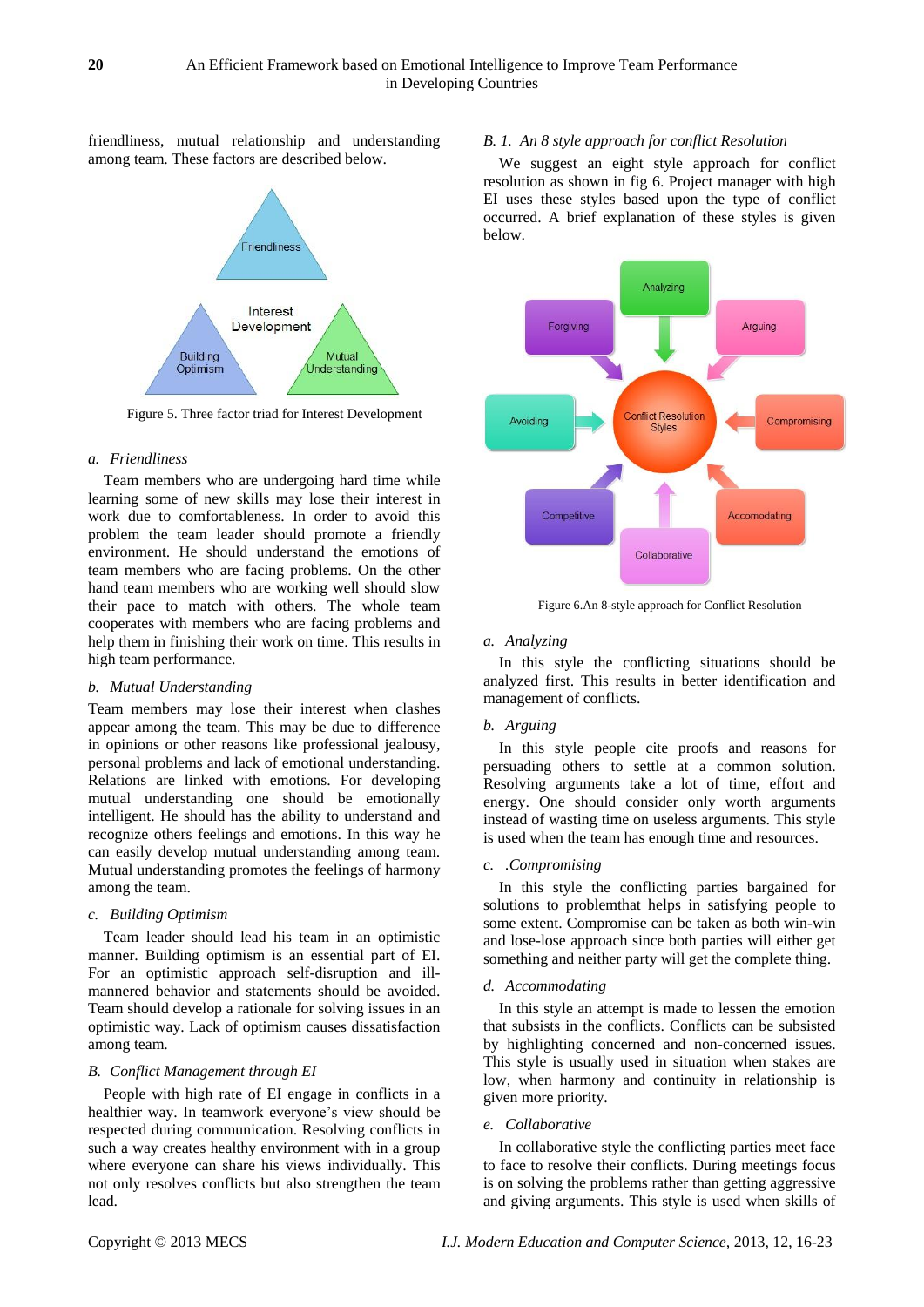friendliness, mutual relationship and understanding among team. These factors are described below.

Figure 5. Three factor triad for Interest Development

*a. Friendliness*

Team members who are undergoing hard time while learning some of new skills may lose their interest in work due to comfortableness. In order to avoid this problem the team leader should promote a friendly environment. He should understand the emotions of team members who are facing problems. On the other hand team members who are working well should slow their pace to match with others. The whole team cooperates with members who are facing problems and help them in finishing their work on time. This results in high team performance.

*b. Mutual Understanding*

Team members may lose their interest when clashes appear among the team. This may be due to difference in opinions or other reasons like professional jealousy, personal problems and lack of emotional understanding. Relations are linked with emotions. For developing mutual understanding one should be emotionally intelligent. He should has the ability to understand and recognize others feelings and emotions. In this way he can easily develop mutual understanding among team. Mutual understanding promotes the feelings of harmony among the team.

*c. Building Optimism*

Team leader should lead his team in an optimistic manner. Building optimism is an essential part of EI. For an optimistic approach self-disruption and ill-mannered behavior and statements should be avoided. Team should develop a rationale for solving issues in an optimistic way. Lack of optimism causes dissatisfaction among team.

*B. Conflict Management through EI*

People with high rate of EI engage in conflicts in a healthier way. In teamwork everyone's view should be respected during communication. Resolving conflicts in such a way creates healthy environment with in a group where everyone can share his views individually. This not only resolves conflicts but also strengthen the team lead.

*B. 1. An 8 style approach for conflict Resolution*

We suggest an eight style approach for conflict resolution as shown in fig 6. Project manager with high EI uses these styles based upon the type of conflict occurred. A brief explanation of these styles is given below.

Figure 6.An 8-style approach for Conflict Resolution

*a. Analyzing*

In this style the conflicting situations should be analyzed first. This results in better identification and management of conflicts.

*b. Arguing*

In this style people cite proofs and reasons for persuading others to settle at a common solution. Resolving arguments take a lot of time, effort and energy. One should consider only worth arguments instead of wasting time on useless arguments. This style is used when the team has enough time and resources.

*c. .Compromising*

In this style the conflicting parties bargained for solutions to problemthat helps in satisfying people to some extent. Compromise can be taken as both win-win and lose-lose approach since both parties will either get something and neither party will get the complete thing.

*d. Accommodating*

In this style an attempt is made to lessen the emotion that subsists in the conflicts. Conflicts can be subsisted by highlighting concerned and non-concerned issues. This style is usually used in situation when stakes are low, when harmony and continuity in relationship is given more priority.

*e. Collaborative*

In collaborative style the conflicting parties meet face to face to resolve their conflicts. During meetings focus is on solving the problems rather than getting aggressive and giving arguments. This style is used when skills of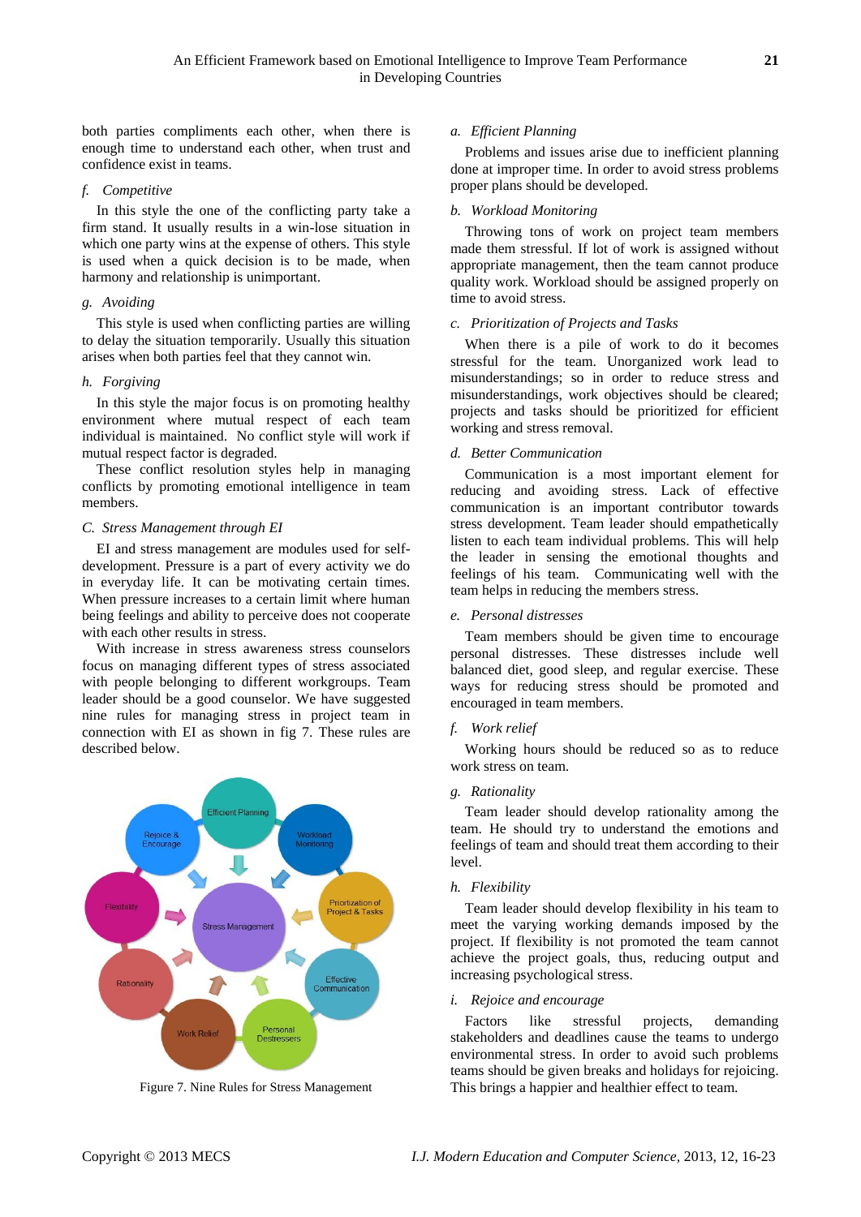both parties compliments each other, when there is enough time to understand each other, when trust and confidence exist in teams.

### *f. Competitive*

In this style the one of the conflicting party take a firm stand. It usually results in a win-lose situation in which one party wins at the expense of others. This style is used when a quick decision is to be made, when harmony and relationship is unimportant.

### *g. Avoiding*

This style is used when conflicting parties are willing to delay the situation temporarily. Usually this situation arises when both parties feel that they cannot win.

### *h. Forgiving*

In this style the major focus is on promoting healthy environment where mutual respect of each team individual is maintained. No conflict style will work if mutual respect factor is degraded.

These conflict resolution styles help in managing conflicts by promoting emotional intelligence in team members.

## *C. Stress Management through EI*

EI and stress management are modules used for self-development. Pressure is a part of every activity we do in everyday life. It can be motivating certain times. When pressure increases to a certain limit where human being feelings and ability to perceive does not cooperate with each other results in stress.

With increase in stress awareness stress counselors focus on managing different types of stress associated with people belonging to different workgroups. Team leader should be a good counselor. We have suggested nine rules for managing stress in project team in connection with EI as shown in fig 7. These rules are described below.

Figure 7. Nine Rules for Stress Management

### *a. Efficient Planning*

Problems and issues arise due to inefficient planning done at improper time. In order to avoid stress problems proper plans should be developed.

### *b. Workload Monitoring*

Throwing tons of work on project team members made them stressful. If lot of work is assigned without appropriate management, then the team cannot produce quality work. Workload should be assigned properly on time to avoid stress.

### *c. Prioritization of Projects and Tasks*

When there is a pile of work to do it becomes stressful for the team. Unorganized work lead to misunderstandings; so in order to reduce stress and misunderstandings, work objectives should be cleared; projects and tasks should be prioritized for efficient working and stress removal.

### *d. Better Communication*

Communication is a most important element for reducing and avoiding stress. Lack of effective communication is an important contributor towards stress development. Team leader should empathetically listen to each team individual problems. This will help the leader in sensing the emotional thoughts and feelings of his team. Communicating well with the team helps in reducing the members stress.

### *e. Personal distresses*

Team members should be given time to encourage personal distresses. These distresses include well balanced diet, good sleep, and regular exercise. These ways for reducing stress should be promoted and encouraged in team members.

### *f. Work relief*

Working hours should be reduced so as to reduce work stress on team.

### *g. Rationality*

Team leader should develop rationality among the team. He should try to understand the emotions and feelings of team and should treat them according to their level.

### *h. Flexibility*

Team leader should develop flexibility in his team to meet the varying working demands imposed by the project. If flexibility is not promoted the team cannot achieve the project goals, thus, reducing output and increasing psychological stress.

### *i. Rejoice and encourage*

Factors like stressful projects, demanding stakeholders and deadlines cause the teams to undergo environmental stress. In order to avoid such problems teams should be given breaks and holidays for rejoicing. This brings a happier and healthier effect to team.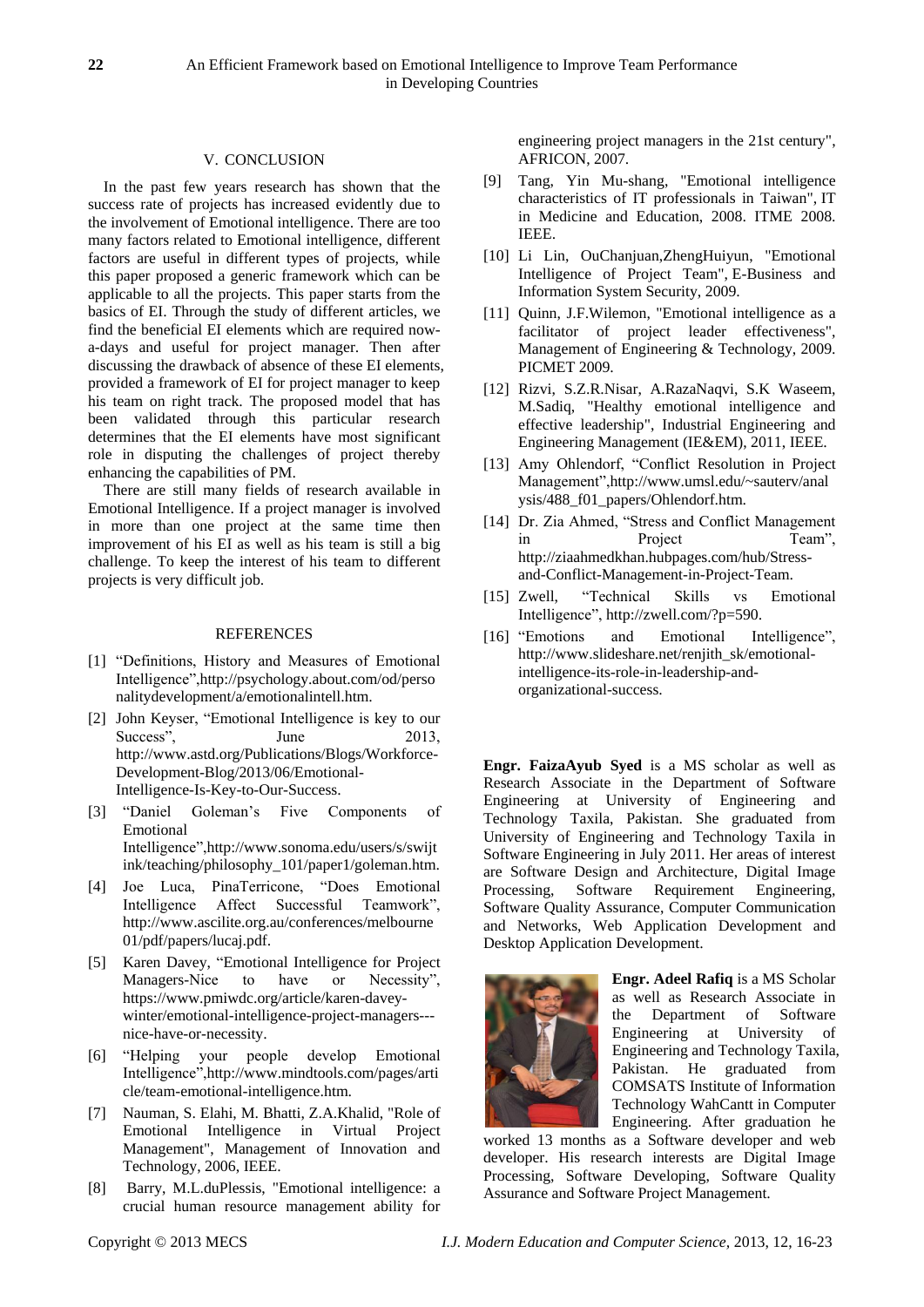## V. CONCLUSION

In the past few years research has shown that the success rate of projects has increased evidently due to the involvement of Emotional intelligence. There are too many factors related to Emotional intelligence, different factors are useful in different types of projects, while this paper proposed a generic framework which can be applicable to all the projects. This paper starts from the basics of EI. Through the study of different articles, we find the beneficial EI elements which are required now-a-days and useful for project manager. Then after discussing the drawback of absence of these EI elements, provided a framework of EI for project manager to keep his team on right track. The proposed model that has been validated through this particular research determines that the EI elements have most significant role in disputing the challenges of project thereby enhancing the capabilities of PM.

There are still many fields of research available in Emotional Intelligence. If a project manager is involved in more than one project at the same time then improvement of his EI as well as his team is still a big challenge. To keep the interest of his team to different projects is very difficult job.

## REFERENCES

[1] "Definitions, History and Measures of Emotional Intelligence",http://psychology.about.com/od/personalitydevelopment/a/emotionalintell.htm.

[2] John Keyser, "Emotional Intelligence is key to our Success", June 2013, http://www.astd.org/Publications/Blogs/Workforce-Development-Blog/2013/06/Emotional-Intelligence-Is-Key-to-Our-Success.

[3] "Daniel Goleman's Five Components of Emotional Intelligence",http://www.sonoma.edu/users/s/swijtink/teaching/philosophy_101/paper1/goleman.htm.

[4] Joe Luca, PinaTerricone, "Does Emotional Intelligence Affect Successful Teamwork", http://www.ascilite.org.au/conferences/melbourne01/pdf/papers/lucaj.pdf.

[5] Karen Davey, "Emotional Intelligence for Project Managers-Nice to have or Necessity", https://www.pmiwdc.org/article/karen-davey-winter/emotional-intelligence-project-managers---nice-have-or-necessity.

[6] "Helping your people develop Emotional Intelligence",http://www.mindtools.com/pages/article/team-emotional-intelligence.htm.

[7] Nauman, S. Elahi, M. Bhatti, Z.A.Khalid, "Role of Emotional Intelligence in Virtual Project Management", Management of Innovation and Technology, 2006, IEEE.

[8] Barry, M.L.duPlessis, "Emotional intelligence: a crucial human resource management ability for engineering project managers in the 21st century", AFRICON, 2007.

[9] Tang, Yin Mu-shang, "Emotional intelligence characteristics of IT professionals in Taiwan", IT in Medicine and Education, 2008. ITME 2008. IEEE.

[10] Li Lin, OuChanjuan,ZhengHuiyun, "Emotional Intelligence of Project Team", E-Business and Information System Security, 2009.

[11] Quinn, J.F.Wilemon, "Emotional intelligence as a facilitator of project leader effectiveness", Management of Engineering & Technology, 2009. PICMET 2009.

[12] Rizvi, S.Z.R.Nisar, A.RazaNaqvi, S.K Waseem, M.Sadiq, "Healthy emotional intelligence and effective leadership", Industrial Engineering and Engineering Management (IE&EM), 2011, IEEE.

[13] Amy Ohlendorf, "Conflict Resolution in Project Management",http://www.umsl.edu/~sauterv/analysis/488_f01_papers/Ohlendorf.htm.

[14] Dr. Zia Ahmed, "Stress and Conflict Management in Project Team", http://ziaahmedkhan.hubpages.com/hub/Stress-and-Conflict-Management-in-Project-Team.

[15] Zwell, "Technical Skills vs Emotional Intelligence", http://zwell.com/?p=590.

[16] "Emotions and Emotional Intelligence", http://www.slideshare.net/renjith_sk/emotional-intelligence-its-role-in-leadership-and-organizational-success.

**Engr. FaizaAyub Syed** is a MS scholar as well as Research Associate in the Department of Software Engineering at University of Engineering and Technology Taxila, Pakistan. She graduated from University of Engineering and Technology Taxila in Software Engineering in July 2011. Her areas of interest are Software Design and Architecture, Digital Image Processing, Software Requirement Engineering, Software Quality Assurance, Computer Communication and Networks, Web Application Development and Desktop Application Development.

**Engr. Adeel Rafiq** is a MS Scholar as well as Research Associate in the Department of Software Engineering at University of Engineering and Technology Taxila, Pakistan. He graduated from COMSATS Institute of Information Technology WahCantt in Computer Engineering. After graduation he worked 13 months as a Software developer and web developer. His research interests are Digital Image Processing, Software Developing, Software Quality Assurance and Software Project Management.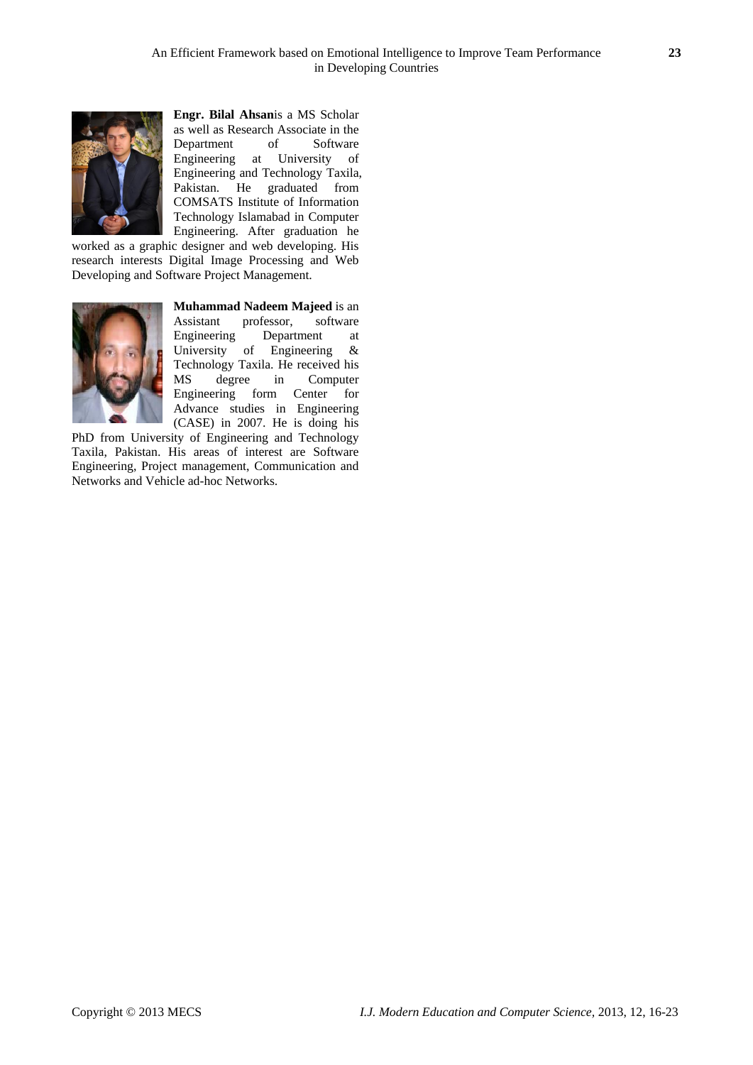**Engr. Bilal Ahsan**is a MS Scholar as well as Research Associate in the Department of Software Engineering at University of Engineering and Technology Taxila, Pakistan. He graduated from COMSATS Institute of Information Technology Islamabad in Computer Engineering. After graduation he worked as a graphic designer and web developing. His research interests Digital Image Processing and Web Developing and Software Project Management.

**Muhammad Nadeem Majeed** is an Assistant professor, software Engineering Department at University of Engineering & Technology Taxila. He received his MS degree in Computer Engineering form Center for Advance studies in Engineering (CASE) in 2007. He is doing his PhD from University of Engineering and Technology Taxila, Pakistan. His areas of interest are Software Engineering, Project management, Communication and Networks and Vehicle ad-hoc Networks.